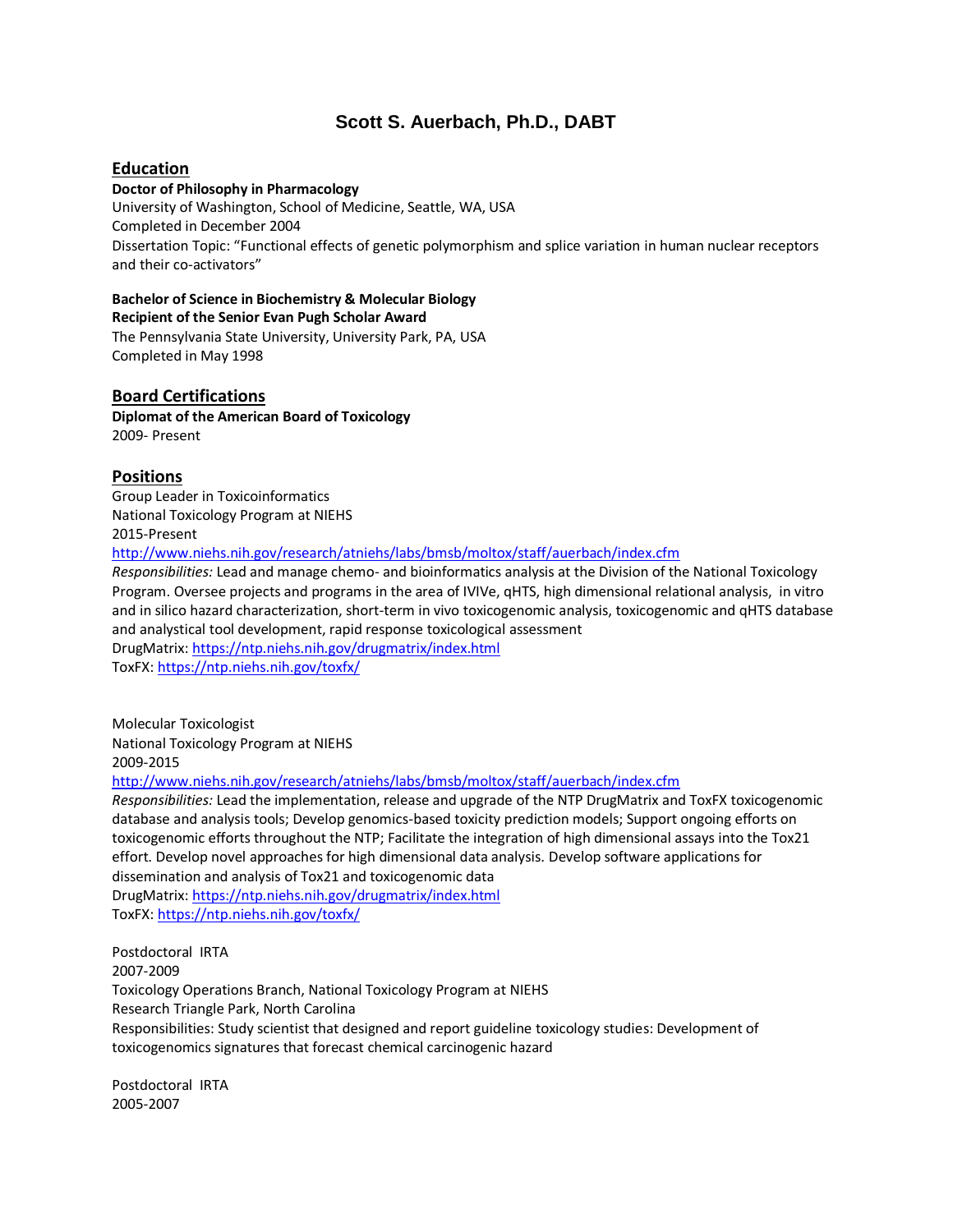# Scott S. Auerbach, Ph.D., DABT

## Education

**Doctor of Philosophy in Pharmacology**
University of Washington, School of Medicine, Seattle, WA, USA
Completed in December 2004
Dissertation Topic: "Functional effects of genetic polymorphism and splice variation in human nuclear receptors and their co-activators"

**Bachelor of Science in Biochemistry & Molecular Biology**
**Recipient of the Senior Evan Pugh Scholar Award**
The Pennsylvania State University, University Park, PA, USA
Completed in May 1998

## Board Certifications

**Diplomat of the American Board of Toxicology**
2009- Present

## Positions

Group Leader in Toxicoinformatics
National Toxicology Program at NIEHS
2015-Present
http://www.niehs.nih.gov/research/atniehs/labs/bmsb/moltox/staff/auerbach/index.cfm
*Responsibilities:* Lead and manage chemo- and bioinformatics analysis at the Division of the National Toxicology Program. Oversee projects and programs in the area of IVIVe, qHTS, high dimensional relational analysis, in vitro and in silico hazard characterization, short-term in vivo toxicogenomic analysis, toxicogenomic and qHTS database and analystical tool development, rapid response toxicological assessment
DrugMatrix: https://ntp.niehs.nih.gov/drugmatrix/index.html
ToxFX: https://ntp.niehs.nih.gov/toxfx/

Molecular Toxicologist
National Toxicology Program at NIEHS
2009-2015
http://www.niehs.nih.gov/research/atniehs/labs/bmsb/moltox/staff/auerbach/index.cfm
*Responsibilities:* Lead the implementation, release and upgrade of the NTP DrugMatrix and ToxFX toxicogenomic database and analysis tools; Develop genomics-based toxicity prediction models; Support ongoing efforts on toxicogenomic efforts throughout the NTP; Facilitate the integration of high dimensional assays into the Tox21 effort. Develop novel approaches for high dimensional data analysis. Develop software applications for dissemination and analysis of Tox21 and toxicogenomic data
DrugMatrix: https://ntp.niehs.nih.gov/drugmatrix/index.html
ToxFX: https://ntp.niehs.nih.gov/toxfx/

Postdoctoral IRTA
2007-2009
Toxicology Operations Branch, National Toxicology Program at NIEHS
Research Triangle Park, North Carolina
Responsibilities: Study scientist that designed and report guideline toxicology studies: Development of toxicogenomics signatures that forecast chemical carcinogenic hazard

Postdoctoral IRTA
2005-2007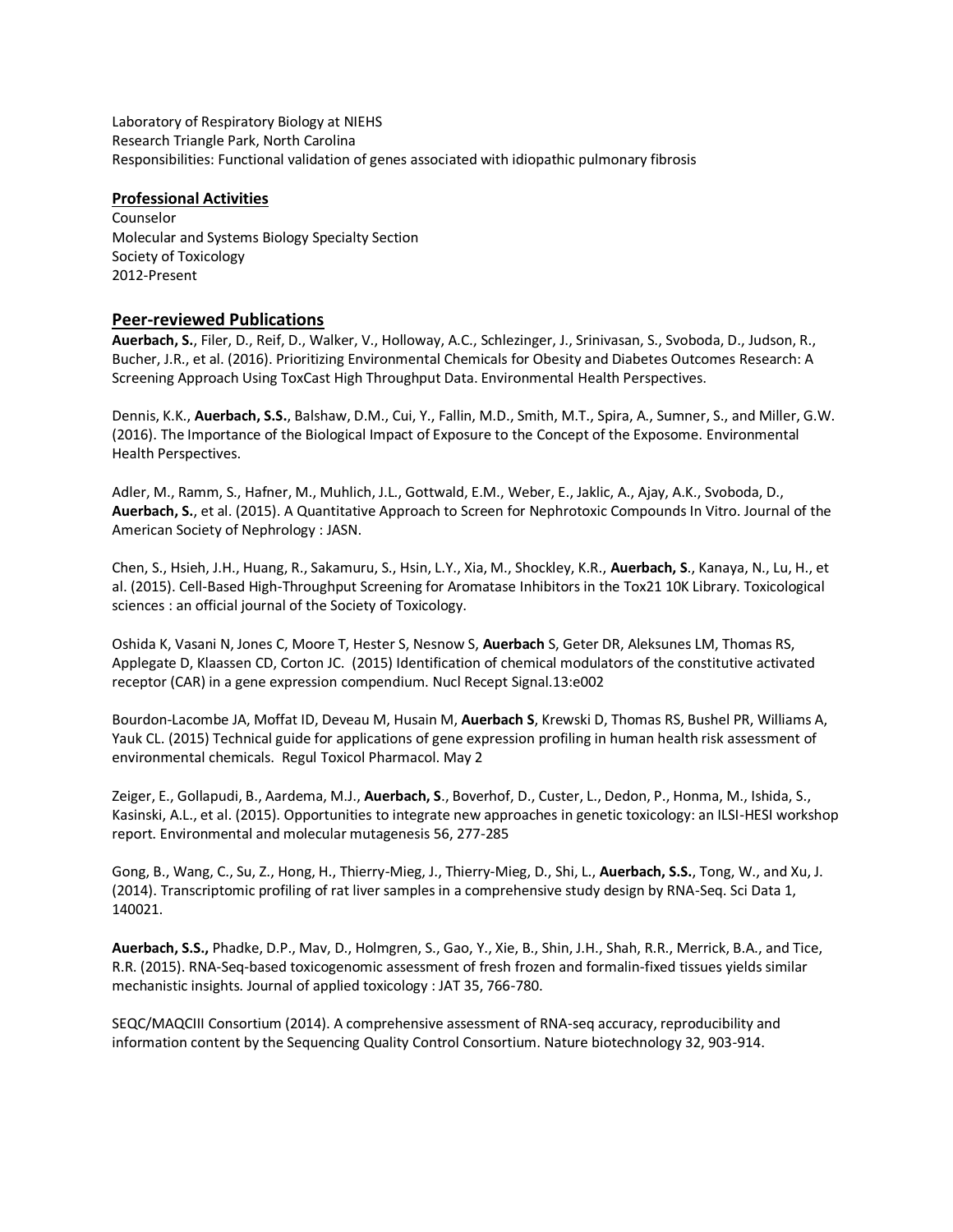Laboratory of Respiratory Biology at NIEHS
Research Triangle Park, North Carolina
Responsibilities: Functional validation of genes associated with idiopathic pulmonary fibrosis

## Professional Activities

Counselor
Molecular and Systems Biology Specialty Section
Society of Toxicology
2012-Present

## Peer-reviewed Publications

**Auerbach, S.**, Filer, D., Reif, D., Walker, V., Holloway, A.C., Schlezinger, J., Srinivasan, S., Svoboda, D., Judson, R., Bucher, J.R., et al. (2016). Prioritizing Environmental Chemicals for Obesity and Diabetes Outcomes Research: A Screening Approach Using ToxCast High Throughput Data. Environmental Health Perspectives.

Dennis, K.K., **Auerbach, S.S.**, Balshaw, D.M., Cui, Y., Fallin, M.D., Smith, M.T., Spira, A., Sumner, S., and Miller, G.W. (2016). The Importance of the Biological Impact of Exposure to the Concept of the Exposome. Environmental Health Perspectives.

Adler, M., Ramm, S., Hafner, M., Muhlich, J.L., Gottwald, E.M., Weber, E., Jaklic, A., Ajay, A.K., Svoboda, D., **Auerbach, S.**, et al. (2015). A Quantitative Approach to Screen for Nephrotoxic Compounds In Vitro. Journal of the American Society of Nephrology : JASN.

Chen, S., Hsieh, J.H., Huang, R., Sakamuru, S., Hsin, L.Y., Xia, M., Shockley, K.R., **Auerbach, S**., Kanaya, N., Lu, H., et al. (2015). Cell-Based High-Throughput Screening for Aromatase Inhibitors in the Tox21 10K Library. Toxicological sciences : an official journal of the Society of Toxicology.

Oshida K, Vasani N, Jones C, Moore T, Hester S, Nesnow S, **Auerbach** S, Geter DR, Aleksunes LM, Thomas RS, Applegate D, Klaassen CD, Corton JC. (2015) Identification of chemical modulators of the constitutive activated receptor (CAR) in a gene expression compendium. Nucl Recept Signal.13:e002

Bourdon-Lacombe JA, Moffat ID, Deveau M, Husain M, **Auerbach S**, Krewski D, Thomas RS, Bushel PR, Williams A, Yauk CL. (2015) Technical guide for applications of gene expression profiling in human health risk assessment of environmental chemicals. Regul Toxicol Pharmacol. May 2

Zeiger, E., Gollapudi, B., Aardema, M.J., **Auerbach, S**., Boverhof, D., Custer, L., Dedon, P., Honma, M., Ishida, S., Kasinski, A.L., et al. (2015). Opportunities to integrate new approaches in genetic toxicology: an ILSI-HESI workshop report. Environmental and molecular mutagenesis 56, 277-285

Gong, B., Wang, C., Su, Z., Hong, H., Thierry-Mieg, J., Thierry-Mieg, D., Shi, L., **Auerbach, S.S.**, Tong, W., and Xu, J. (2014). Transcriptomic profiling of rat liver samples in a comprehensive study design by RNA-Seq. Sci Data 1, 140021.

**Auerbach, S.S.,** Phadke, D.P., Mav, D., Holmgren, S., Gao, Y., Xie, B., Shin, J.H., Shah, R.R., Merrick, B.A., and Tice, R.R. (2015). RNA-Seq-based toxicogenomic assessment of fresh frozen and formalin-fixed tissues yields similar mechanistic insights. Journal of applied toxicology : JAT 35, 766-780.

SEQC/MAQCIII Consortium (2014). A comprehensive assessment of RNA-seq accuracy, reproducibility and information content by the Sequencing Quality Control Consortium. Nature biotechnology 32, 903-914.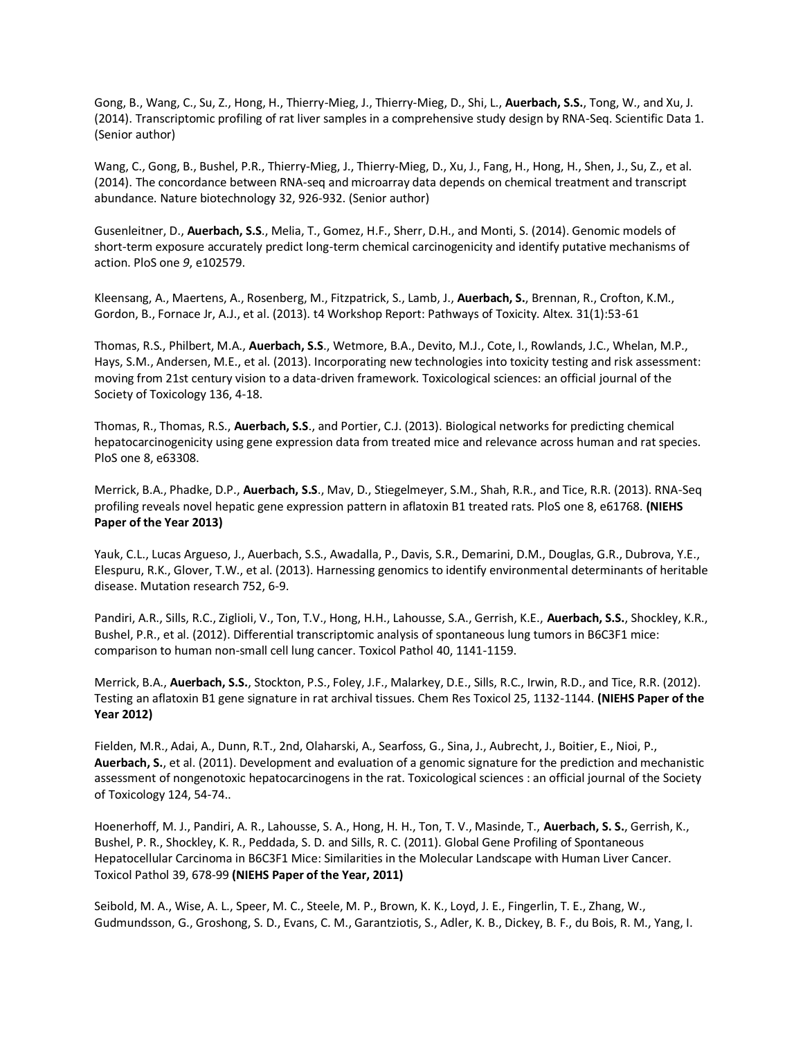Gong, B., Wang, C., Su, Z., Hong, H., Thierry-Mieg, J., Thierry-Mieg, D., Shi, L., **Auerbach, S.S.**, Tong, W., and Xu, J. (2014). Transcriptomic profiling of rat liver samples in a comprehensive study design by RNA-Seq. Scientific Data 1. (Senior author)

Wang, C., Gong, B., Bushel, P.R., Thierry-Mieg, J., Thierry-Mieg, D., Xu, J., Fang, H., Hong, H., Shen, J., Su, Z., et al. (2014). The concordance between RNA-seq and microarray data depends on chemical treatment and transcript abundance. Nature biotechnology 32, 926-932. (Senior author)

Gusenleitner, D., **Auerbach, S.S**., Melia, T., Gomez, H.F., Sherr, D.H., and Monti, S. (2014). Genomic models of short-term exposure accurately predict long-term chemical carcinogenicity and identify putative mechanisms of action. PloS one *9*, e102579.

Kleensang, A., Maertens, A., Rosenberg, M., Fitzpatrick, S., Lamb, J., **Auerbach, S.**, Brennan, R., Crofton, K.M., Gordon, B., Fornace Jr, A.J., et al. (2013). t4 Workshop Report: Pathways of Toxicity. Altex. 31(1):53-61

Thomas, R.S., Philbert, M.A., **Auerbach, S.S**., Wetmore, B.A., Devito, M.J., Cote, I., Rowlands, J.C., Whelan, M.P., Hays, S.M., Andersen, M.E., et al. (2013). Incorporating new technologies into toxicity testing and risk assessment: moving from 21st century vision to a data-driven framework. Toxicological sciences: an official journal of the Society of Toxicology 136, 4-18.

Thomas, R., Thomas, R.S., **Auerbach, S.S**., and Portier, C.J. (2013). Biological networks for predicting chemical hepatocarcinogenicity using gene expression data from treated mice and relevance across human and rat species. PloS one 8, e63308.

Merrick, B.A., Phadke, D.P., **Auerbach, S.S**., Mav, D., Stiegelmeyer, S.M., Shah, R.R., and Tice, R.R. (2013). RNA-Seq profiling reveals novel hepatic gene expression pattern in aflatoxin B1 treated rats. PloS one 8, e61768. **(NIEHS Paper of the Year 2013)**

Yauk, C.L., Lucas Argueso, J., Auerbach, S.S., Awadalla, P., Davis, S.R., Demarini, D.M., Douglas, G.R., Dubrova, Y.E., Elespuru, R.K., Glover, T.W., et al. (2013). Harnessing genomics to identify environmental determinants of heritable disease. Mutation research 752, 6-9.

Pandiri, A.R., Sills, R.C., Ziglioli, V., Ton, T.V., Hong, H.H., Lahousse, S.A., Gerrish, K.E., **Auerbach, S.S.**, Shockley, K.R., Bushel, P.R., et al. (2012). Differential transcriptomic analysis of spontaneous lung tumors in B6C3F1 mice: comparison to human non-small cell lung cancer. Toxicol Pathol 40, 1141-1159.

Merrick, B.A., **Auerbach, S.S.**, Stockton, P.S., Foley, J.F., Malarkey, D.E., Sills, R.C., Irwin, R.D., and Tice, R.R. (2012). Testing an aflatoxin B1 gene signature in rat archival tissues. Chem Res Toxicol 25, 1132-1144. **(NIEHS Paper of the Year 2012)**

Fielden, M.R., Adai, A., Dunn, R.T., 2nd, Olaharski, A., Searfoss, G., Sina, J., Aubrecht, J., Boitier, E., Nioi, P., **Auerbach, S.**, et al. (2011). Development and evaluation of a genomic signature for the prediction and mechanistic assessment of nongenotoxic hepatocarcinogens in the rat. Toxicological sciences : an official journal of the Society of Toxicology 124, 54-74..

Hoenerhoff, M. J., Pandiri, A. R., Lahousse, S. A., Hong, H. H., Ton, T. V., Masinde, T., **Auerbach, S. S.**, Gerrish, K., Bushel, P. R., Shockley, K. R., Peddada, S. D. and Sills, R. C. (2011). Global Gene Profiling of Spontaneous Hepatocellular Carcinoma in B6C3F1 Mice: Similarities in the Molecular Landscape with Human Liver Cancer. Toxicol Pathol 39, 678-99 **(NIEHS Paper of the Year, 2011)**

Seibold, M. A., Wise, A. L., Speer, M. C., Steele, M. P., Brown, K. K., Loyd, J. E., Fingerlin, T. E., Zhang, W., Gudmundsson, G., Groshong, S. D., Evans, C. M., Garantziotis, S., Adler, K. B., Dickey, B. F., du Bois, R. M., Yang, I.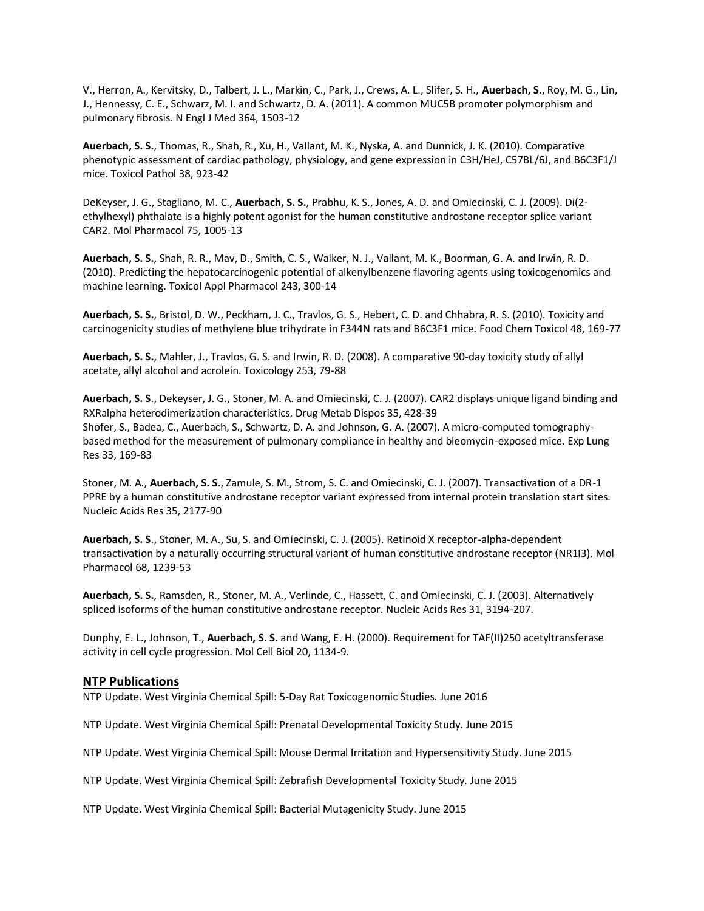V., Herron, A., Kervitsky, D., Talbert, J. L., Markin, C., Park, J., Crews, A. L., Slifer, S. H., **Auerbach, S**., Roy, M. G., Lin, J., Hennessy, C. E., Schwarz, M. I. and Schwartz, D. A. (2011). A common MUC5B promoter polymorphism and pulmonary fibrosis. N Engl J Med 364, 1503-12

**Auerbach, S. S.**, Thomas, R., Shah, R., Xu, H., Vallant, M. K., Nyska, A. and Dunnick, J. K. (2010). Comparative phenotypic assessment of cardiac pathology, physiology, and gene expression in C3H/HeJ, C57BL/6J, and B6C3F1/J mice. Toxicol Pathol 38, 923-42

DeKeyser, J. G., Stagliano, M. C., **Auerbach, S. S.**, Prabhu, K. S., Jones, A. D. and Omiecinski, C. J. (2009). Di(2-ethylhexyl) phthalate is a highly potent agonist for the human constitutive androstane receptor splice variant CAR2. Mol Pharmacol 75, 1005-13

**Auerbach, S. S.**, Shah, R. R., Mav, D., Smith, C. S., Walker, N. J., Vallant, M. K., Boorman, G. A. and Irwin, R. D. (2010). Predicting the hepatocarcinogenic potential of alkenylbenzene flavoring agents using toxicogenomics and machine learning. Toxicol Appl Pharmacol 243, 300-14

**Auerbach, S. S.**, Bristol, D. W., Peckham, J. C., Travlos, G. S., Hebert, C. D. and Chhabra, R. S. (2010). Toxicity and carcinogenicity studies of methylene blue trihydrate in F344N rats and B6C3F1 mice. Food Chem Toxicol 48, 169-77

**Auerbach, S. S.**, Mahler, J., Travlos, G. S. and Irwin, R. D. (2008). A comparative 90-day toxicity study of allyl acetate, allyl alcohol and acrolein. Toxicology 253, 79-88

**Auerbach, S. S**., Dekeyser, J. G., Stoner, M. A. and Omiecinski, C. J. (2007). CAR2 displays unique ligand binding and RXRalpha heterodimerization characteristics. Drug Metab Dispos 35, 428-39
Shofer, S., Badea, C., Auerbach, S., Schwartz, D. A. and Johnson, G. A. (2007). A micro-computed tomography-based method for the measurement of pulmonary compliance in healthy and bleomycin-exposed mice. Exp Lung Res 33, 169-83

Stoner, M. A., **Auerbach, S. S**., Zamule, S. M., Strom, S. C. and Omiecinski, C. J. (2007). Transactivation of a DR-1 PPRE by a human constitutive androstane receptor variant expressed from internal protein translation start sites. Nucleic Acids Res 35, 2177-90

**Auerbach, S. S**., Stoner, M. A., Su, S. and Omiecinski, C. J. (2005). Retinoid X receptor-alpha-dependent transactivation by a naturally occurring structural variant of human constitutive androstane receptor (NR1I3). Mol Pharmacol 68, 1239-53

**Auerbach, S. S.**, Ramsden, R., Stoner, M. A., Verlinde, C., Hassett, C. and Omiecinski, C. J. (2003). Alternatively spliced isoforms of the human constitutive androstane receptor. Nucleic Acids Res 31, 3194-207.

Dunphy, E. L., Johnson, T., **Auerbach, S. S.** and Wang, E. H. (2000). Requirement for TAF(II)250 acetyltransferase activity in cell cycle progression. Mol Cell Biol 20, 1134-9.

## NTP Publications

NTP Update. West Virginia Chemical Spill: 5-Day Rat Toxicogenomic Studies. June 2016

NTP Update. West Virginia Chemical Spill: Prenatal Developmental Toxicity Study. June 2015

NTP Update. West Virginia Chemical Spill: Mouse Dermal Irritation and Hypersensitivity Study. June 2015

NTP Update. West Virginia Chemical Spill: Zebrafish Developmental Toxicity Study. June 2015

NTP Update. West Virginia Chemical Spill: Bacterial Mutagenicity Study. June 2015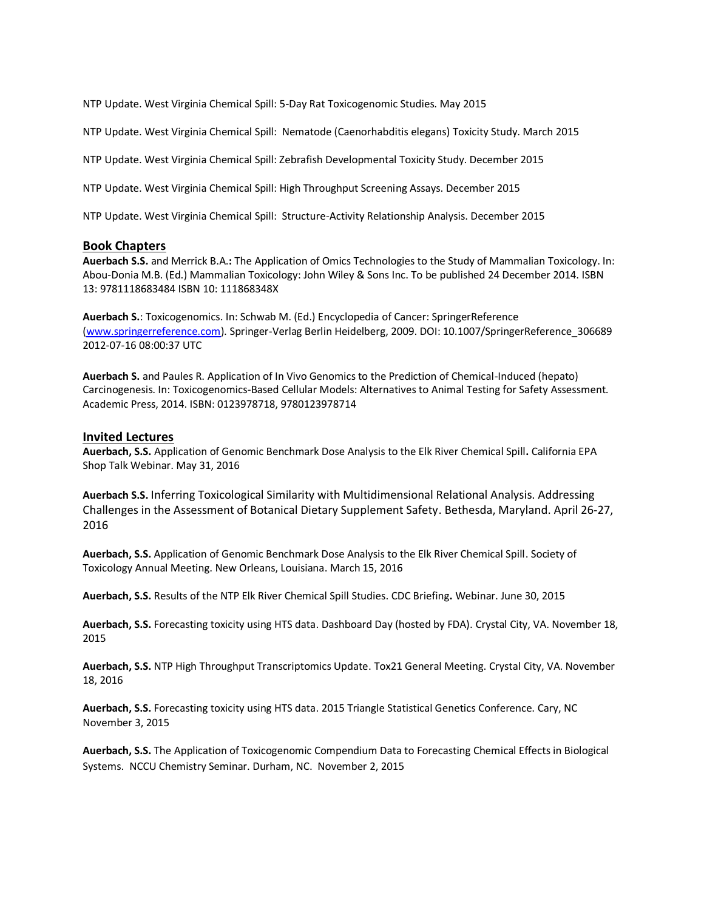NTP Update. West Virginia Chemical Spill: 5-Day Rat Toxicogenomic Studies. May 2015

NTP Update. West Virginia Chemical Spill: Nematode (Caenorhabditis elegans) Toxicity Study. March 2015

NTP Update. West Virginia Chemical Spill: Zebrafish Developmental Toxicity Study. December 2015

NTP Update. West Virginia Chemical Spill: High Throughput Screening Assays. December 2015

NTP Update. West Virginia Chemical Spill: Structure-Activity Relationship Analysis. December 2015

## Book Chapters

**Auerbach S.S.** and Merrick B.A.**:** The Application of Omics Technologies to the Study of Mammalian Toxicology. In: Abou-Donia M.B. (Ed.) Mammalian Toxicology: John Wiley & Sons Inc. To be published 24 December 2014. ISBN 13: 9781118683484 ISBN 10: 111868348X

**Auerbach S.**: Toxicogenomics. In: Schwab M. (Ed.) Encyclopedia of Cancer: SpringerReference (www.springerreference.com). Springer-Verlag Berlin Heidelberg, 2009. DOI: 10.1007/SpringerReference_306689 2012-07-16 08:00:37 UTC

**Auerbach S.** and Paules R. Application of In Vivo Genomics to the Prediction of Chemical-Induced (hepato) Carcinogenesis. In: Toxicogenomics-Based Cellular Models: Alternatives to Animal Testing for Safety Assessment. Academic Press, 2014. ISBN: 0123978718, 9780123978714

## Invited Lectures

**Auerbach, S.S.** Application of Genomic Benchmark Dose Analysis to the Elk River Chemical Spill**.** California EPA Shop Talk Webinar. May 31, 2016

**Auerbach S.S.** Inferring Toxicological Similarity with Multidimensional Relational Analysis. Addressing Challenges in the Assessment of Botanical Dietary Supplement Safety. Bethesda, Maryland. April 26-27, 2016

**Auerbach, S.S.** Application of Genomic Benchmark Dose Analysis to the Elk River Chemical Spill. Society of Toxicology Annual Meeting. New Orleans, Louisiana. March 15, 2016

**Auerbach, S.S.** Results of the NTP Elk River Chemical Spill Studies. CDC Briefing**.** Webinar. June 30, 2015

**Auerbach, S.S.** Forecasting toxicity using HTS data. Dashboard Day (hosted by FDA). Crystal City, VA. November 18, 2015

**Auerbach, S.S.** NTP High Throughput Transcriptomics Update. Tox21 General Meeting. Crystal City, VA. November 18, 2016

**Auerbach, S.S.** Forecasting toxicity using HTS data. 2015 Triangle Statistical Genetics Conference. Cary, NC November 3, 2015

**Auerbach, S.S.** The Application of Toxicogenomic Compendium Data to Forecasting Chemical Effects in Biological Systems. NCCU Chemistry Seminar. Durham, NC. November 2, 2015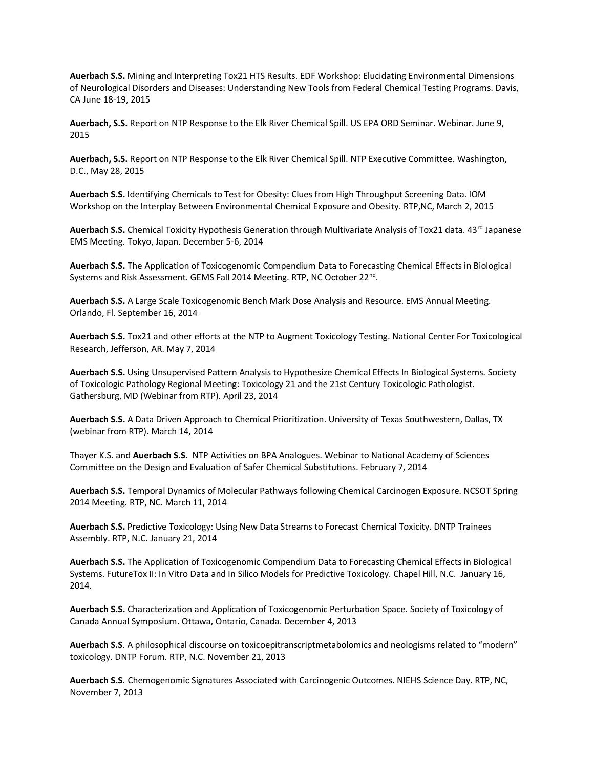**Auerbach S.S.** Mining and Interpreting Tox21 HTS Results. EDF Workshop: Elucidating Environmental Dimensions of Neurological Disorders and Diseases: Understanding New Tools from Federal Chemical Testing Programs. Davis, CA June 18-19, 2015

**Auerbach, S.S.** Report on NTP Response to the Elk River Chemical Spill. US EPA ORD Seminar. Webinar. June 9, 2015

**Auerbach, S.S.** Report on NTP Response to the Elk River Chemical Spill. NTP Executive Committee. Washington, D.C., May 28, 2015

**Auerbach S.S.** Identifying Chemicals to Test for Obesity: Clues from High Throughput Screening Data. IOM Workshop on the Interplay Between Environmental Chemical Exposure and Obesity. RTP,NC, March 2, 2015

**Auerbach S.S.** Chemical Toxicity Hypothesis Generation through Multivariate Analysis of Tox21 data. 43rd Japanese EMS Meeting. Tokyo, Japan. December 5-6, 2014

**Auerbach S.S.** The Application of Toxicogenomic Compendium Data to Forecasting Chemical Effects in Biological Systems and Risk Assessment. GEMS Fall 2014 Meeting. RTP, NC October 22nd.

**Auerbach S.S.** A Large Scale Toxicogenomic Bench Mark Dose Analysis and Resource. EMS Annual Meeting. Orlando, Fl. September 16, 2014

**Auerbach S.S.** Tox21 and other efforts at the NTP to Augment Toxicology Testing. National Center For Toxicological Research, Jefferson, AR. May 7, 2014

**Auerbach S.S.** Using Unsupervised Pattern Analysis to Hypothesize Chemical Effects In Biological Systems. Society of Toxicologic Pathology Regional Meeting: Toxicology 21 and the 21st Century Toxicologic Pathologist. Gathersburg, MD (Webinar from RTP). April 23, 2014

**Auerbach S.S.** A Data Driven Approach to Chemical Prioritization. University of Texas Southwestern, Dallas, TX (webinar from RTP). March 14, 2014

Thayer K.S. and **Auerbach S.S**. NTP Activities on BPA Analogues. Webinar to National Academy of Sciences Committee on the Design and Evaluation of Safer Chemical Substitutions. February 7, 2014

**Auerbach S.S.** Temporal Dynamics of Molecular Pathways following Chemical Carcinogen Exposure. NCSOT Spring 2014 Meeting. RTP, NC. March 11, 2014

**Auerbach S.S.** Predictive Toxicology: Using New Data Streams to Forecast Chemical Toxicity. DNTP Trainees Assembly. RTP, N.C. January 21, 2014

**Auerbach S.S.** The Application of Toxicogenomic Compendium Data to Forecasting Chemical Effects in Biological Systems. FutureTox II: In Vitro Data and In Silico Models for Predictive Toxicology. Chapel Hill, N.C. January 16, 2014.

**Auerbach S.S.** Characterization and Application of Toxicogenomic Perturbation Space. Society of Toxicology of Canada Annual Symposium. Ottawa, Ontario, Canada. December 4, 2013

**Auerbach S.S**. A philosophical discourse on toxicoepitranscriptmetabolomics and neologisms related to "modern" toxicology. DNTP Forum. RTP, N.C. November 21, 2013

**Auerbach S.S**. Chemogenomic Signatures Associated with Carcinogenic Outcomes. NIEHS Science Day. RTP, NC, November 7, 2013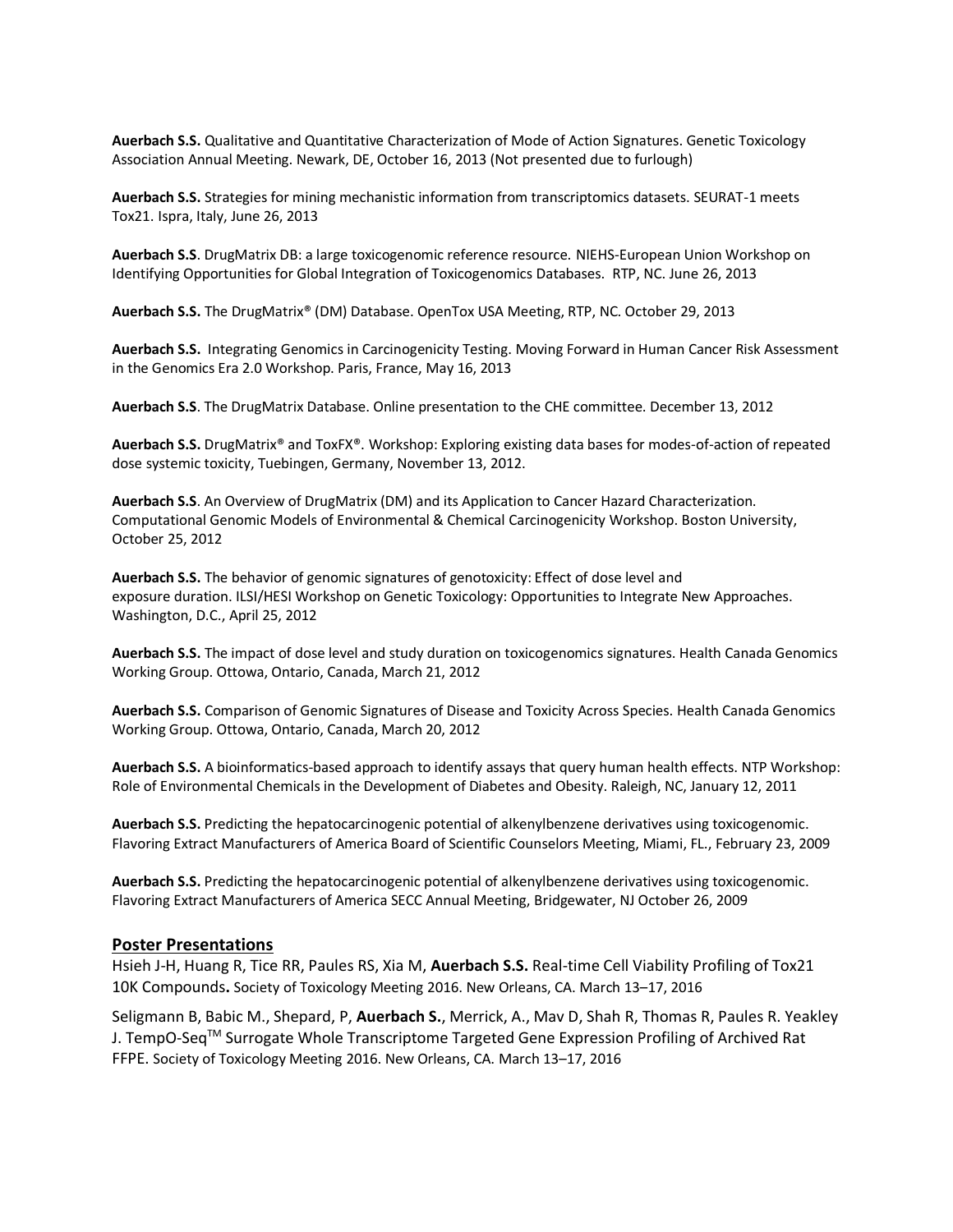**Auerbach S.S.** Qualitative and Quantitative Characterization of Mode of Action Signatures. Genetic Toxicology Association Annual Meeting. Newark, DE, October 16, 2013 (Not presented due to furlough)

**Auerbach S.S.** Strategies for mining mechanistic information from transcriptomics datasets. SEURAT-1 meets Tox21. Ispra, Italy, June 26, 2013

**Auerbach S.S**. DrugMatrix DB: a large toxicogenomic reference resource. NIEHS-European Union Workshop on Identifying Opportunities for Global Integration of Toxicogenomics Databases. RTP, NC. June 26, 2013

**Auerbach S.S.** The DrugMatrix® (DM) Database. OpenTox USA Meeting, RTP, NC. October 29, 2013

**Auerbach S.S.** Integrating Genomics in Carcinogenicity Testing. Moving Forward in Human Cancer Risk Assessment in the Genomics Era 2.0 Workshop. Paris, France, May 16, 2013

**Auerbach S.S**. The DrugMatrix Database. Online presentation to the CHE committee. December 13, 2012

**Auerbach S.S.** DrugMatrix® and ToxFX®. Workshop: Exploring existing data bases for modes-of-action of repeated dose systemic toxicity, Tuebingen, Germany, November 13, 2012.

**Auerbach S.S**. An Overview of DrugMatrix (DM) and its Application to Cancer Hazard Characterization. Computational Genomic Models of Environmental & Chemical Carcinogenicity Workshop. Boston University, October 25, 2012

**Auerbach S.S.** The behavior of genomic signatures of genotoxicity: Effect of dose level and exposure duration. ILSI/HESI Workshop on Genetic Toxicology: Opportunities to Integrate New Approaches. Washington, D.C., April 25, 2012

**Auerbach S.S.** The impact of dose level and study duration on toxicogenomics signatures. Health Canada Genomics Working Group. Ottowa, Ontario, Canada, March 21, 2012

**Auerbach S.S.** Comparison of Genomic Signatures of Disease and Toxicity Across Species. Health Canada Genomics Working Group. Ottowa, Ontario, Canada, March 20, 2012

**Auerbach S.S.** A bioinformatics-based approach to identify assays that query human health effects. NTP Workshop: Role of Environmental Chemicals in the Development of Diabetes and Obesity. Raleigh, NC, January 12, 2011

**Auerbach S.S.** Predicting the hepatocarcinogenic potential of alkenylbenzene derivatives using toxicogenomic. Flavoring Extract Manufacturers of America Board of Scientific Counselors Meeting, Miami, FL., February 23, 2009

**Auerbach S.S.** Predicting the hepatocarcinogenic potential of alkenylbenzene derivatives using toxicogenomic. Flavoring Extract Manufacturers of America SECC Annual Meeting, Bridgewater, NJ October 26, 2009

## Poster Presentations

Hsieh J-H, Huang R, Tice RR, Paules RS, Xia M, **Auerbach S.S.** Real-time Cell Viability Profiling of Tox21 10K Compounds**.** Society of Toxicology Meeting 2016. New Orleans, CA. March 13–17, 2016

Seligmann B, Babic M., Shepard, P, **Auerbach S.**, Merrick, A., Mav D, Shah R, Thomas R, Paules R. Yeakley J. TempO-Seq™ Surrogate Whole Transcriptome Targeted Gene Expression Profiling of Archived Rat FFPE. Society of Toxicology Meeting 2016. New Orleans, CA. March 13–17, 2016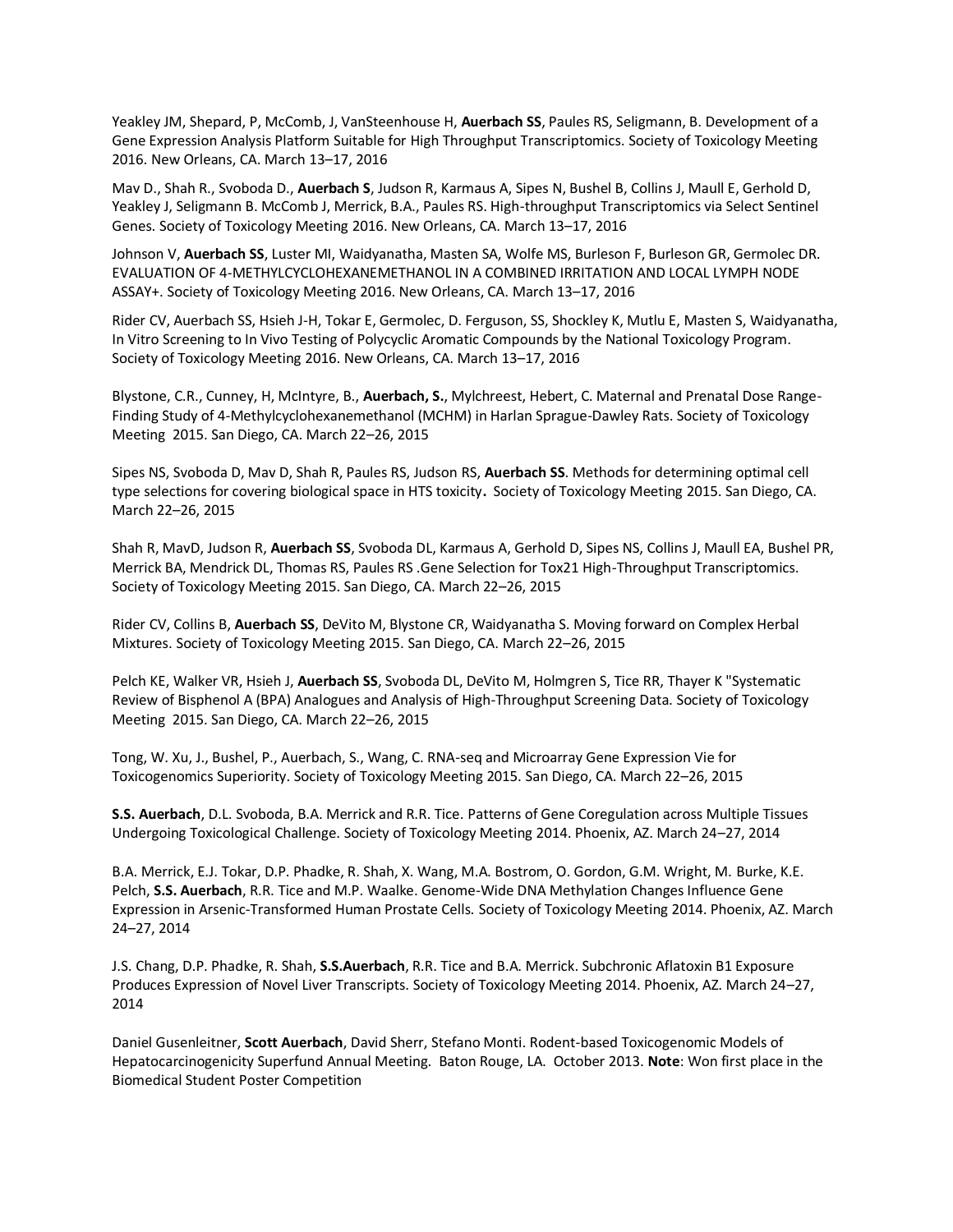Yeakley JM, Shepard, P, McComb, J, VanSteenhouse H, **Auerbach SS**, Paules RS, Seligmann, B. Development of a Gene Expression Analysis Platform Suitable for High Throughput Transcriptomics. Society of Toxicology Meeting 2016. New Orleans, CA. March 13–17, 2016

Mav D., Shah R., Svoboda D., **Auerbach S**, Judson R, Karmaus A, Sipes N, Bushel B, Collins J, Maull E, Gerhold D, Yeakley J, Seligmann B. McComb J, Merrick, B.A., Paules RS. High-throughput Transcriptomics via Select Sentinel Genes. Society of Toxicology Meeting 2016. New Orleans, CA. March 13–17, 2016

Johnson V, **Auerbach SS**, Luster MI, Waidyanatha, Masten SA, Wolfe MS, Burleson F, Burleson GR, Germolec DR. EVALUATION OF 4-METHYLCYCLOHEXANEMETHANOL IN A COMBINED IRRITATION AND LOCAL LYMPH NODE ASSAY+. Society of Toxicology Meeting 2016. New Orleans, CA. March 13–17, 2016

Rider CV, Auerbach SS, Hsieh J-H, Tokar E, Germolec, D. Ferguson, SS, Shockley K, Mutlu E, Masten S, Waidyanatha, In Vitro Screening to In Vivo Testing of Polycyclic Aromatic Compounds by the National Toxicology Program. Society of Toxicology Meeting 2016. New Orleans, CA. March 13–17, 2016

Blystone, C.R., Cunney, H, McIntyre, B., **Auerbach, S.**, Mylchreest, Hebert, C. Maternal and Prenatal Dose Range-Finding Study of 4-Methylcyclohexanemethanol (MCHM) in Harlan Sprague-Dawley Rats. Society of Toxicology Meeting 2015. San Diego, CA. March 22–26, 2015

Sipes NS, Svoboda D, Mav D, Shah R, Paules RS, Judson RS, **Auerbach SS**. Methods for determining optimal cell type selections for covering biological space in HTS toxicity**.** Society of Toxicology Meeting 2015. San Diego, CA. March 22–26, 2015

Shah R, MavD, Judson R, **Auerbach SS**, Svoboda DL, Karmaus A, Gerhold D, Sipes NS, Collins J, Maull EA, Bushel PR, Merrick BA, Mendrick DL, Thomas RS, Paules RS .Gene Selection for Tox21 High-Throughput Transcriptomics. Society of Toxicology Meeting 2015. San Diego, CA. March 22–26, 2015

Rider CV, Collins B, **Auerbach SS**, DeVito M, Blystone CR, Waidyanatha S. Moving forward on Complex Herbal Mixtures. Society of Toxicology Meeting 2015. San Diego, CA. March 22–26, 2015

Pelch KE, Walker VR, Hsieh J, **Auerbach SS**, Svoboda DL, DeVito M, Holmgren S, Tice RR, Thayer K "Systematic Review of Bisphenol A (BPA) Analogues and Analysis of High-Throughput Screening Data. Society of Toxicology Meeting 2015. San Diego, CA. March 22–26, 2015

Tong, W. Xu, J., Bushel, P., Auerbach, S., Wang, C. RNA-seq and Microarray Gene Expression Vie for Toxicogenomics Superiority. Society of Toxicology Meeting 2015. San Diego, CA. March 22–26, 2015

**S.S. Auerbach**, D.L. Svoboda, B.A. Merrick and R.R. Tice. Patterns of Gene Coregulation across Multiple Tissues Undergoing Toxicological Challenge. Society of Toxicology Meeting 2014. Phoenix, AZ. March 24–27, 2014

B.A. Merrick, E.J. Tokar, D.P. Phadke, R. Shah, X. Wang, M.A. Bostrom, O. Gordon, G.M. Wright, M. Burke, K.E. Pelch, **S.S. Auerbach**, R.R. Tice and M.P. Waalke. Genome-Wide DNA Methylation Changes Influence Gene Expression in Arsenic-Transformed Human Prostate Cells. Society of Toxicology Meeting 2014. Phoenix, AZ. March 24–27, 2014

J.S. Chang, D.P. Phadke, R. Shah, **S.S.Auerbach**, R.R. Tice and B.A. Merrick. Subchronic Aflatoxin B1 Exposure Produces Expression of Novel Liver Transcripts. Society of Toxicology Meeting 2014. Phoenix, AZ. March 24–27, 2014

Daniel Gusenleitner, **Scott Auerbach**, David Sherr, Stefano Monti. Rodent-based Toxicogenomic Models of Hepatocarcinogenicity Superfund Annual Meeting. Baton Rouge, LA. October 2013. **Note**: Won first place in the Biomedical Student Poster Competition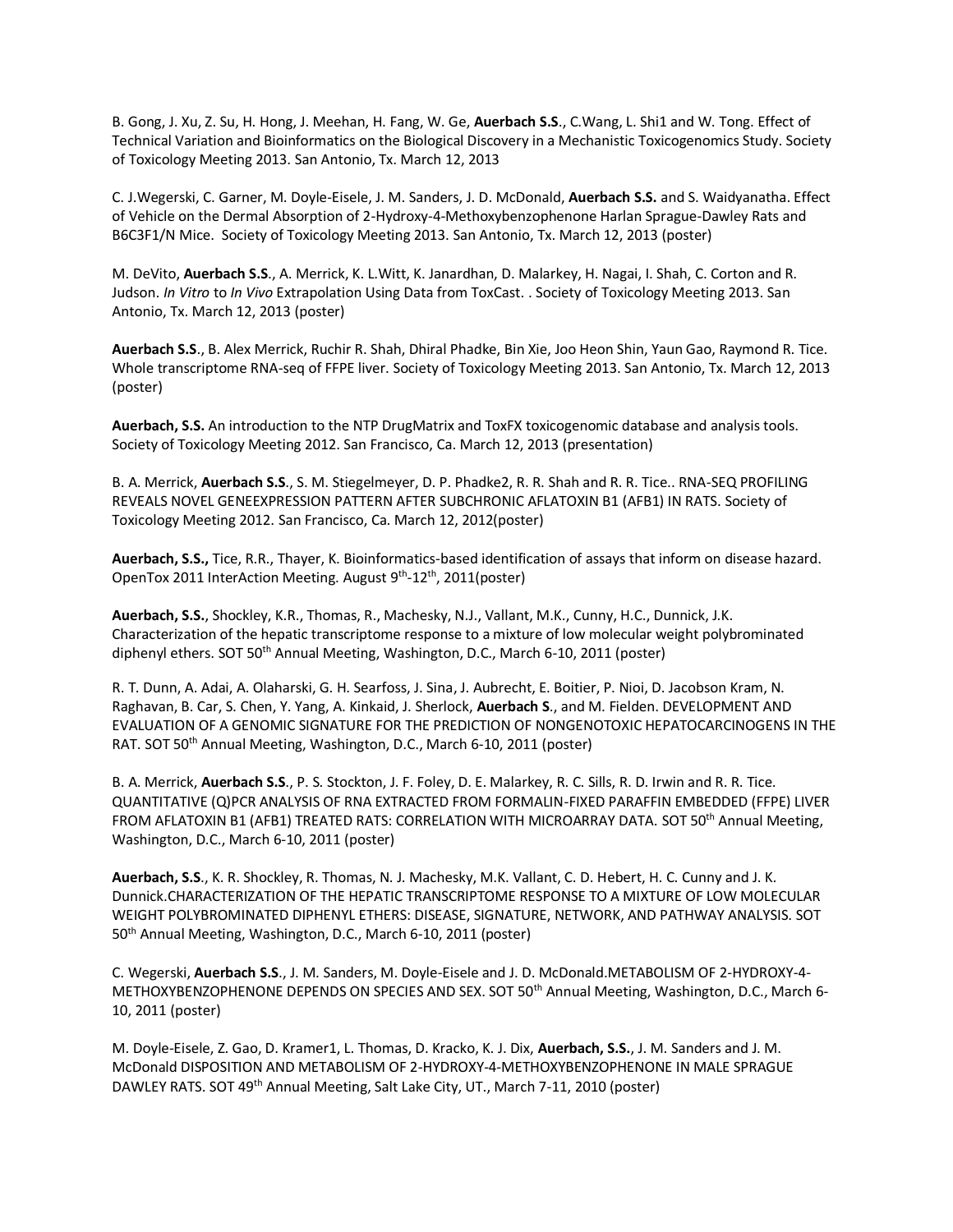B. Gong, J. Xu, Z. Su, H. Hong, J. Meehan, H. Fang, W. Ge, **Auerbach S.S**., C.Wang, L. Shi1 and W. Tong. Effect of Technical Variation and Bioinformatics on the Biological Discovery in a Mechanistic Toxicogenomics Study. Society of Toxicology Meeting 2013. San Antonio, Tx. March 12, 2013

C. J.Wegerski, C. Garner, M. Doyle-Eisele, J. M. Sanders, J. D. McDonald, **Auerbach S.S.** and S. Waidyanatha. Effect of Vehicle on the Dermal Absorption of 2-Hydroxy-4-Methoxybenzophenone Harlan Sprague-Dawley Rats and B6C3F1/N Mice. Society of Toxicology Meeting 2013. San Antonio, Tx. March 12, 2013 (poster)

M. DeVito, **Auerbach S.S**., A. Merrick, K. L.Witt, K. Janardhan, D. Malarkey, H. Nagai, I. Shah, C. Corton and R. Judson. *In Vitro* to *In Vivo* Extrapolation Using Data from ToxCast. . Society of Toxicology Meeting 2013. San Antonio, Tx. March 12, 2013 (poster)

**Auerbach S.S**., B. Alex Merrick, Ruchir R. Shah, Dhiral Phadke, Bin Xie, Joo Heon Shin, Yaun Gao, Raymond R. Tice. Whole transcriptome RNA-seq of FFPE liver. Society of Toxicology Meeting 2013. San Antonio, Tx. March 12, 2013 (poster)

**Auerbach, S.S.** An introduction to the NTP DrugMatrix and ToxFX toxicogenomic database and analysis tools. Society of Toxicology Meeting 2012. San Francisco, Ca. March 12, 2013 (presentation)

B. A. Merrick, **Auerbach S.S**., S. M. Stiegelmeyer, D. P. Phadke2, R. R. Shah and R. R. Tice.. RNA-SEQ PROFILING REVEALS NOVEL GENEEXPRESSION PATTERN AFTER SUBCHRONIC AFLATOXIN B1 (AFB1) IN RATS. Society of Toxicology Meeting 2012. San Francisco, Ca. March 12, 2012(poster)

**Auerbach, S.S.,** Tice, R.R., Thayer, K. Bioinformatics-based identification of assays that inform on disease hazard. OpenTox 2011 InterAction Meeting. August 9th-12th, 2011(poster)

**Auerbach, S.S.**, Shockley, K.R., Thomas, R., Machesky, N.J., Vallant, M.K., Cunny, H.C., Dunnick, J.K. Characterization of the hepatic transcriptome response to a mixture of low molecular weight polybrominated diphenyl ethers. SOT 50th Annual Meeting, Washington, D.C., March 6-10, 2011 (poster)

R. T. Dunn, A. Adai, A. Olaharski, G. H. Searfoss, J. Sina, J. Aubrecht, E. Boitier, P. Nioi, D. Jacobson Kram, N. Raghavan, B. Car, S. Chen, Y. Yang, A. Kinkaid, J. Sherlock, **Auerbach S**., and M. Fielden. DEVELOPMENT AND EVALUATION OF A GENOMIC SIGNATURE FOR THE PREDICTION OF NONGENOTOXIC HEPATOCARCINOGENS IN THE RAT. SOT 50th Annual Meeting, Washington, D.C., March 6-10, 2011 (poster)

B. A. Merrick, **Auerbach S.S**., P. S. Stockton, J. F. Foley, D. E. Malarkey, R. C. Sills, R. D. Irwin and R. R. Tice. QUANTITATIVE (Q)PCR ANALYSIS OF RNA EXTRACTED FROM FORMALIN-FIXED PARAFFIN EMBEDDED (FFPE) LIVER FROM AFLATOXIN B1 (AFB1) TREATED RATS: CORRELATION WITH MICROARRAY DATA. SOT 50th Annual Meeting, Washington, D.C., March 6-10, 2011 (poster)

**Auerbach, S.S**., K. R. Shockley, R. Thomas, N. J. Machesky, M.K. Vallant, C. D. Hebert, H. C. Cunny and J. K. Dunnick.CHARACTERIZATION OF THE HEPATIC TRANSCRIPTOME RESPONSE TO A MIXTURE OF LOW MOLECULAR WEIGHT POLYBROMINATED DIPHENYL ETHERS: DISEASE, SIGNATURE, NETWORK, AND PATHWAY ANALYSIS. SOT 50th Annual Meeting, Washington, D.C., March 6-10, 2011 (poster)

C. Wegerski, **Auerbach S.S**., J. M. Sanders, M. Doyle-Eisele and J. D. McDonald.METABOLISM OF 2-HYDROXY-4-METHOXYBENZOPHENONE DEPENDS ON SPECIES AND SEX. SOT 50th Annual Meeting, Washington, D.C., March 6-10, 2011 (poster)

M. Doyle-Eisele, Z. Gao, D. Kramer1, L. Thomas, D. Kracko, K. J. Dix, **Auerbach, S.S.**, J. M. Sanders and J. M. McDonald DISPOSITION AND METABOLISM OF 2-HYDROXY-4-METHOXYBENZOPHENONE IN MALE SPRAGUE DAWLEY RATS. SOT 49th Annual Meeting, Salt Lake City, UT., March 7-11, 2010 (poster)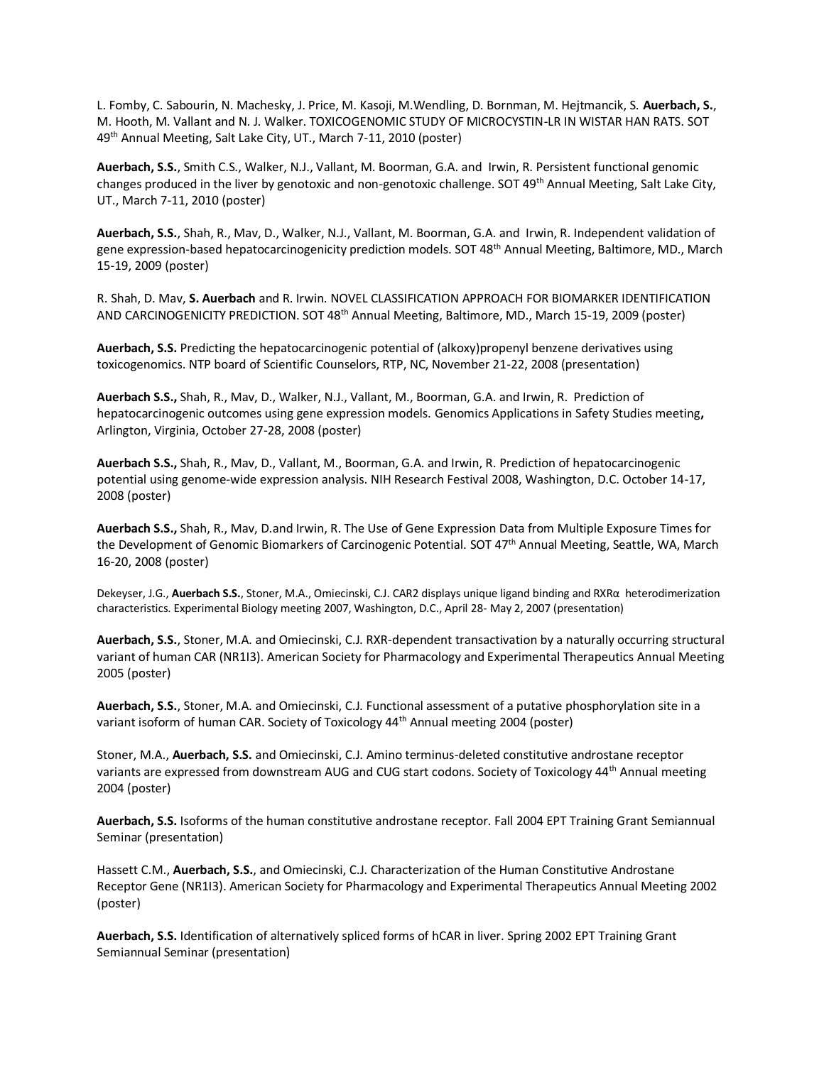L. Fomby, C. Sabourin, N. Machesky, J. Price, M. Kasoji, M.Wendling, D. Bornman, M. Hejtmancik, S. **Auerbach, S.**, M. Hooth, M. Vallant and N. J. Walker. TOXICOGENOMIC STUDY OF MICROCYSTIN-LR IN WISTAR HAN RATS. SOT 49th Annual Meeting, Salt Lake City, UT., March 7-11, 2010 (poster)

**Auerbach, S.S.**, Smith C.S., Walker, N.J., Vallant, M. Boorman, G.A. and Irwin, R. Persistent functional genomic changes produced in the liver by genotoxic and non-genotoxic challenge. SOT 49th Annual Meeting, Salt Lake City, UT., March 7-11, 2010 (poster)

**Auerbach, S.S.**, Shah, R., Mav, D., Walker, N.J., Vallant, M. Boorman, G.A. and Irwin, R. Independent validation of gene expression-based hepatocarcinogenicity prediction models. SOT 48th Annual Meeting, Baltimore, MD., March 15-19, 2009 (poster)

R. Shah, D. Mav, **S. Auerbach** and R. Irwin. NOVEL CLASSIFICATION APPROACH FOR BIOMARKER IDENTIFICATION AND CARCINOGENICITY PREDICTION. SOT 48th Annual Meeting, Baltimore, MD., March 15-19, 2009 (poster)

**Auerbach, S.S.** Predicting the hepatocarcinogenic potential of (alkoxy)propenyl benzene derivatives using toxicogenomics. NTP board of Scientific Counselors, RTP, NC, November 21-22, 2008 (presentation)

**Auerbach S.S.,** Shah, R., Mav, D., Walker, N.J., Vallant, M., Boorman, G.A. and Irwin, R. Prediction of hepatocarcinogenic outcomes using gene expression models. Genomics Applications in Safety Studies meeting**,** Arlington, Virginia, October 27-28, 2008 (poster)

**Auerbach S.S.,** Shah, R., Mav, D., Vallant, M., Boorman, G.A. and Irwin, R. Prediction of hepatocarcinogenic potential using genome-wide expression analysis. NIH Research Festival 2008, Washington, D.C. October 14-17, 2008 (poster)

**Auerbach S.S.,** Shah, R., Mav, D.and Irwin, R. The Use of Gene Expression Data from Multiple Exposure Times for the Development of Genomic Biomarkers of Carcinogenic Potential. SOT 47th Annual Meeting, Seattle, WA, March 16-20, 2008 (poster)

Dekeyser, J.G., **Auerbach S.S.**, Stoner, M.A., Omiecinski, C.J. CAR2 displays unique ligand binding and RXRα heterodimerization characteristics. Experimental Biology meeting 2007, Washington, D.C., April 28- May 2, 2007 (presentation)

**Auerbach, S.S.**, Stoner, M.A. and Omiecinski, C.J. RXR-dependent transactivation by a naturally occurring structural variant of human CAR (NR1I3). American Society for Pharmacology and Experimental Therapeutics Annual Meeting 2005 (poster)

**Auerbach, S.S.**, Stoner, M.A. and Omiecinski, C.J. Functional assessment of a putative phosphorylation site in a variant isoform of human CAR. Society of Toxicology 44th Annual meeting 2004 (poster)

Stoner, M.A., **Auerbach, S.S.** and Omiecinski, C.J. Amino terminus-deleted constitutive androstane receptor variants are expressed from downstream AUG and CUG start codons. Society of Toxicology 44th Annual meeting 2004 (poster)

**Auerbach, S.S.** Isoforms of the human constitutive androstane receptor. Fall 2004 EPT Training Grant Semiannual Seminar (presentation)

Hassett C.M., **Auerbach, S.S.**, and Omiecinski, C.J. Characterization of the Human Constitutive Androstane Receptor Gene (NR1I3). American Society for Pharmacology and Experimental Therapeutics Annual Meeting 2002 (poster)

**Auerbach, S.S.** Identification of alternatively spliced forms of hCAR in liver. Spring 2002 EPT Training Grant Semiannual Seminar (presentation)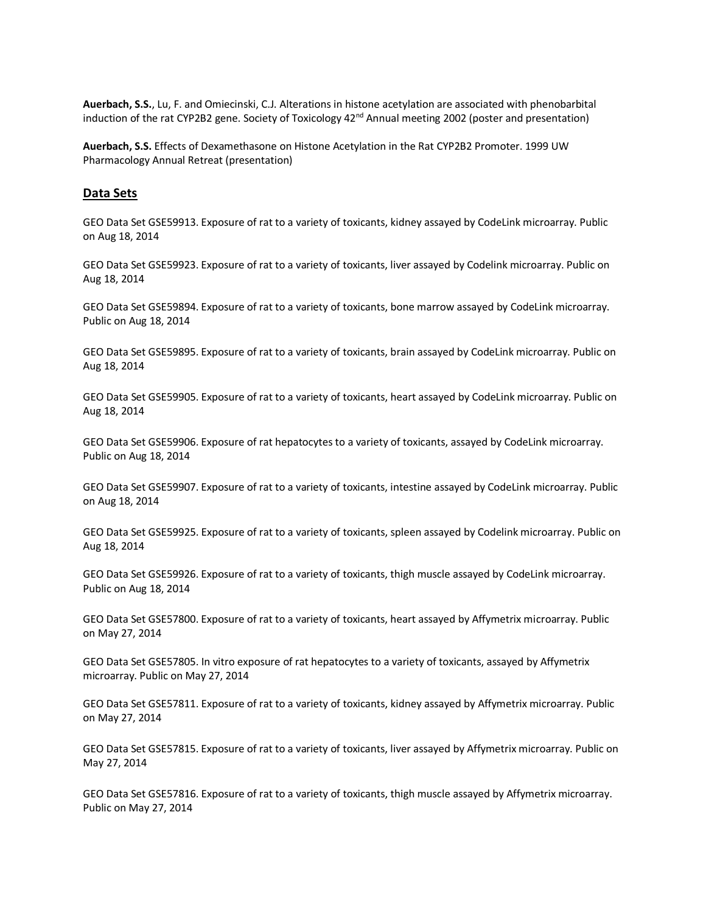**Auerbach, S.S.**, Lu, F. and Omiecinski, C.J. Alterations in histone acetylation are associated with phenobarbital induction of the rat CYP2B2 gene. Society of Toxicology 42nd Annual meeting 2002 (poster and presentation)

**Auerbach, S.S.** Effects of Dexamethasone on Histone Acetylation in the Rat CYP2B2 Promoter. 1999 UW Pharmacology Annual Retreat (presentation)

## Data Sets

GEO Data Set GSE59913. Exposure of rat to a variety of toxicants, kidney assayed by CodeLink microarray. Public on Aug 18, 2014

GEO Data Set GSE59923. Exposure of rat to a variety of toxicants, liver assayed by Codelink microarray. Public on Aug 18, 2014

GEO Data Set GSE59894. Exposure of rat to a variety of toxicants, bone marrow assayed by CodeLink microarray. Public on Aug 18, 2014

GEO Data Set GSE59895. Exposure of rat to a variety of toxicants, brain assayed by CodeLink microarray. Public on Aug 18, 2014

GEO Data Set GSE59905. Exposure of rat to a variety of toxicants, heart assayed by CodeLink microarray. Public on Aug 18, 2014

GEO Data Set GSE59906. Exposure of rat hepatocytes to a variety of toxicants, assayed by CodeLink microarray. Public on Aug 18, 2014

GEO Data Set GSE59907. Exposure of rat to a variety of toxicants, intestine assayed by CodeLink microarray. Public on Aug 18, 2014

GEO Data Set GSE59925. Exposure of rat to a variety of toxicants, spleen assayed by Codelink microarray. Public on Aug 18, 2014

GEO Data Set GSE59926. Exposure of rat to a variety of toxicants, thigh muscle assayed by CodeLink microarray. Public on Aug 18, 2014

GEO Data Set GSE57800. Exposure of rat to a variety of toxicants, heart assayed by Affymetrix microarray. Public on May 27, 2014

GEO Data Set GSE57805. In vitro exposure of rat hepatocytes to a variety of toxicants, assayed by Affymetrix microarray. Public on May 27, 2014

GEO Data Set GSE57811. Exposure of rat to a variety of toxicants, kidney assayed by Affymetrix microarray. Public on May 27, 2014

GEO Data Set GSE57815. Exposure of rat to a variety of toxicants, liver assayed by Affymetrix microarray. Public on May 27, 2014

GEO Data Set GSE57816. Exposure of rat to a variety of toxicants, thigh muscle assayed by Affymetrix microarray. Public on May 27, 2014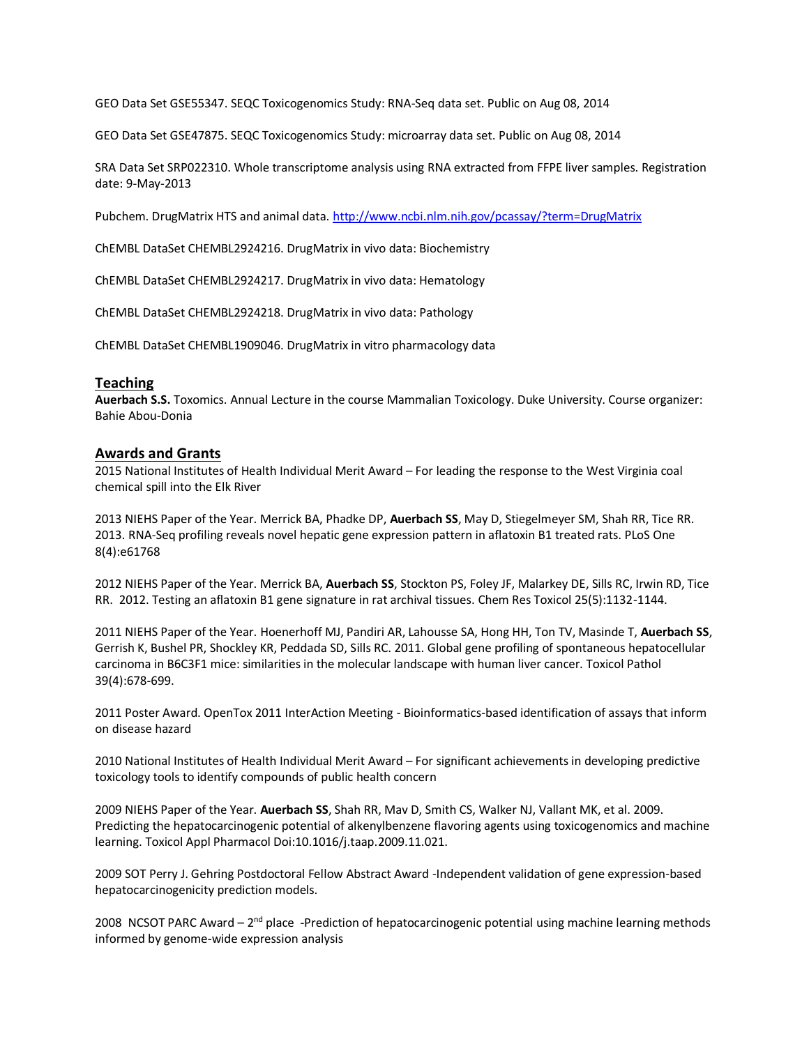GEO Data Set GSE55347. SEQC Toxicogenomics Study: RNA-Seq data set. Public on Aug 08, 2014

GEO Data Set GSE47875. SEQC Toxicogenomics Study: microarray data set. Public on Aug 08, 2014

SRA Data Set SRP022310. Whole transcriptome analysis using RNA extracted from FFPE liver samples. Registration date: 9-May-2013

Pubchem. DrugMatrix HTS and animal data. http://www.ncbi.nlm.nih.gov/pcassay/?term=DrugMatrix

ChEMBL DataSet CHEMBL2924216. DrugMatrix in vivo data: Biochemistry

ChEMBL DataSet CHEMBL2924217. DrugMatrix in vivo data: Hematology

ChEMBL DataSet CHEMBL2924218. DrugMatrix in vivo data: Pathology

ChEMBL DataSet CHEMBL1909046. DrugMatrix in vitro pharmacology data

## Teaching

**Auerbach S.S.** Toxomics. Annual Lecture in the course Mammalian Toxicology. Duke University. Course organizer: Bahie Abou-Donia

## Awards and Grants

2015 National Institutes of Health Individual Merit Award – For leading the response to the West Virginia coal chemical spill into the Elk River

2013 NIEHS Paper of the Year. Merrick BA, Phadke DP, **Auerbach SS**, May D, Stiegelmeyer SM, Shah RR, Tice RR. 2013. RNA-Seq profiling reveals novel hepatic gene expression pattern in aflatoxin B1 treated rats. PLoS One 8(4):e61768

2012 NIEHS Paper of the Year. Merrick BA, **Auerbach SS**, Stockton PS, Foley JF, Malarkey DE, Sills RC, Irwin RD, Tice RR. 2012. Testing an aflatoxin B1 gene signature in rat archival tissues. Chem Res Toxicol 25(5):1132-1144.

2011 NIEHS Paper of the Year. Hoenerhoff MJ, Pandiri AR, Lahousse SA, Hong HH, Ton TV, Masinde T, **Auerbach SS**, Gerrish K, Bushel PR, Shockley KR, Peddada SD, Sills RC. 2011. Global gene profiling of spontaneous hepatocellular carcinoma in B6C3F1 mice: similarities in the molecular landscape with human liver cancer. Toxicol Pathol 39(4):678-699.

2011 Poster Award. OpenTox 2011 InterAction Meeting - Bioinformatics-based identification of assays that inform on disease hazard

2010 National Institutes of Health Individual Merit Award – For significant achievements in developing predictive toxicology tools to identify compounds of public health concern

2009 NIEHS Paper of the Year. **Auerbach SS**, Shah RR, Mav D, Smith CS, Walker NJ, Vallant MK, et al. 2009. Predicting the hepatocarcinogenic potential of alkenylbenzene flavoring agents using toxicogenomics and machine learning. Toxicol Appl Pharmacol Doi:10.1016/j.taap.2009.11.021.

2009 SOT Perry J. Gehring Postdoctoral Fellow Abstract Award -Independent validation of gene expression-based hepatocarcinogenicity prediction models.

2008 NCSOT PARC Award – 2nd place -Prediction of hepatocarcinogenic potential using machine learning methods informed by genome-wide expression analysis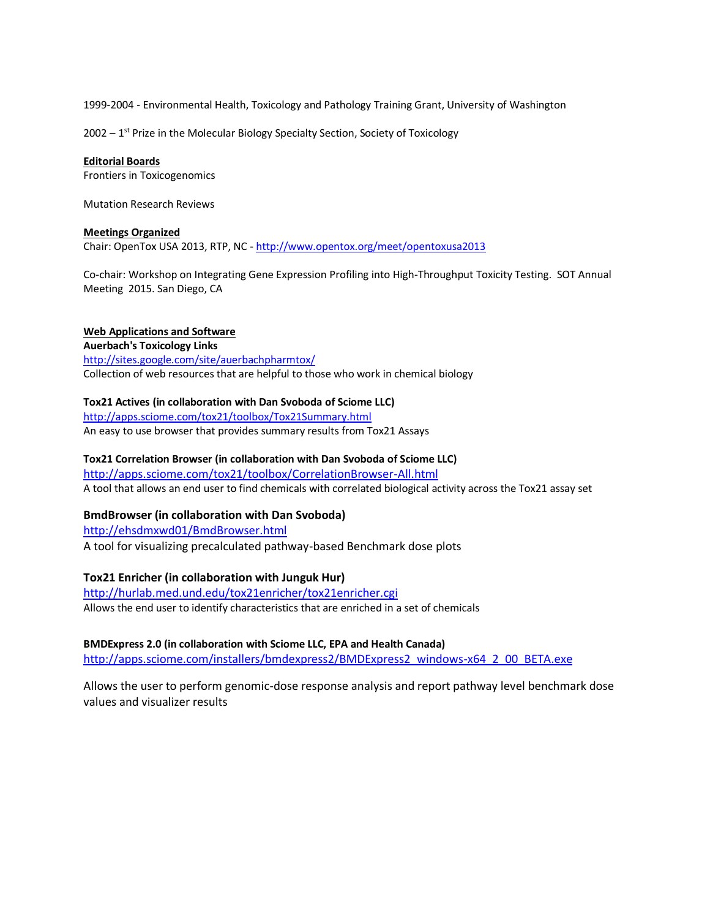1999-2004 - Environmental Health, Toxicology and Pathology Training Grant, University of Washington

2002 – 1st Prize in the Molecular Biology Specialty Section, Society of Toxicology

## Editorial Boards

Frontiers in Toxicogenomics

Mutation Research Reviews

## Meetings Organized

Chair: OpenTox USA 2013, RTP, NC - http://www.opentox.org/meet/opentoxusa2013

Co-chair: Workshop on Integrating Gene Expression Profiling into High-Throughput Toxicity Testing. SOT Annual Meeting 2015. San Diego, CA

## Web Applications and Software

**Auerbach's Toxicology Links**
http://sites.google.com/site/auerbachpharmtox/
Collection of web resources that are helpful to those who work in chemical biology

**Tox21 Actives (in collaboration with Dan Svoboda of Sciome LLC)**
http://apps.sciome.com/tox21/toolbox/Tox21Summary.html
An easy to use browser that provides summary results from Tox21 Assays

**Tox21 Correlation Browser (in collaboration with Dan Svoboda of Sciome LLC)**
http://apps.sciome.com/tox21/toolbox/CorrelationBrowser-All.html
A tool that allows an end user to find chemicals with correlated biological activity across the Tox21 assay set

**BmdBrowser (in collaboration with Dan Svoboda)**
http://ehsdmxwd01/BmdBrowser.html
A tool for visualizing precalculated pathway-based Benchmark dose plots

**Tox21 Enricher (in collaboration with Junguk Hur)**
http://hurlab.med.und.edu/tox21enricher/tox21enricher.cgi
Allows the end user to identify characteristics that are enriched in a set of chemicals

**BMDExpress 2.0 (in collaboration with Sciome LLC, EPA and Health Canada)**
http://apps.sciome.com/installers/bmdexpress2/BMDExpress2_windows-x64_2_00_BETA.exe

Allows the user to perform genomic-dose response analysis and report pathway level benchmark dose values and visualizer results